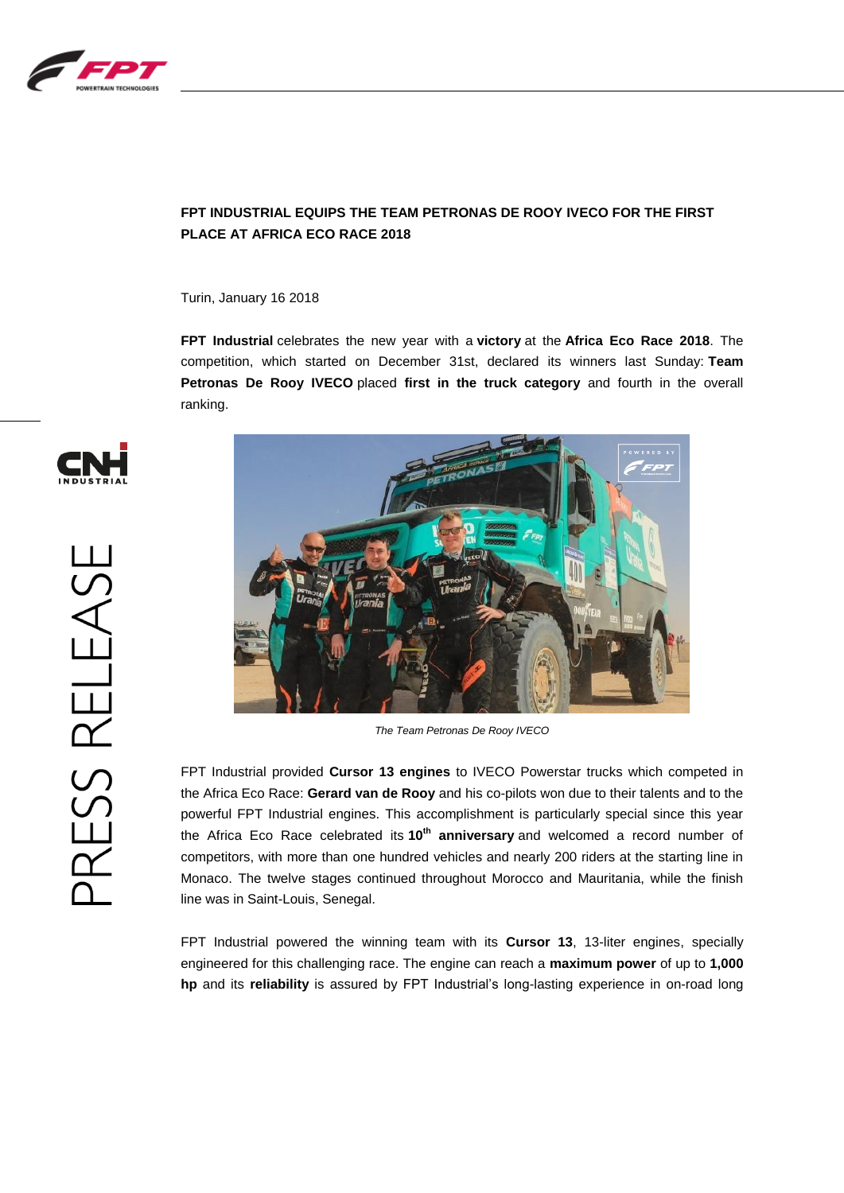# FPT INDUSTRIAL EQUIPS THE TEAM PETRONAS DE ROOY IVECO FOR THE FIRST PLACE AT AFRICA ECO RACE 2018

Turin, January 16 2018

**FPT Industrial** celebrates the new year with a **victory** at the **Africa Eco Race 2018**. The competition, which started on December 31st, declared its winners last Sunday: **Team Petronas De Rooy IVECO** placed **first in the truck category** and fourth in the overall ranking.

*The Team Petronas De Rooy IVECO*

FPT Industrial provided **Cursor 13 engines** to IVECO Powerstar trucks which competed in the Africa Eco Race: **Gerard van de Rooy** and his co-pilots won due to their talents and to the powerful FPT Industrial engines. This accomplishment is particularly special since this year the Africa Eco Race celebrated its **10th anniversary** and welcomed a record number of competitors, with more than one hundred vehicles and nearly 200 riders at the starting line in Monaco. The twelve stages continued throughout Morocco and Mauritania, while the finish line was in Saint-Louis, Senegal.

FPT Industrial powered the winning team with its **Cursor 13**, 13-liter engines, specially engineered for this challenging race. The engine can reach a **maximum power** of up to **1,000 hp** and its **reliability** is assured by FPT Industrial's long-lasting experience in on-road long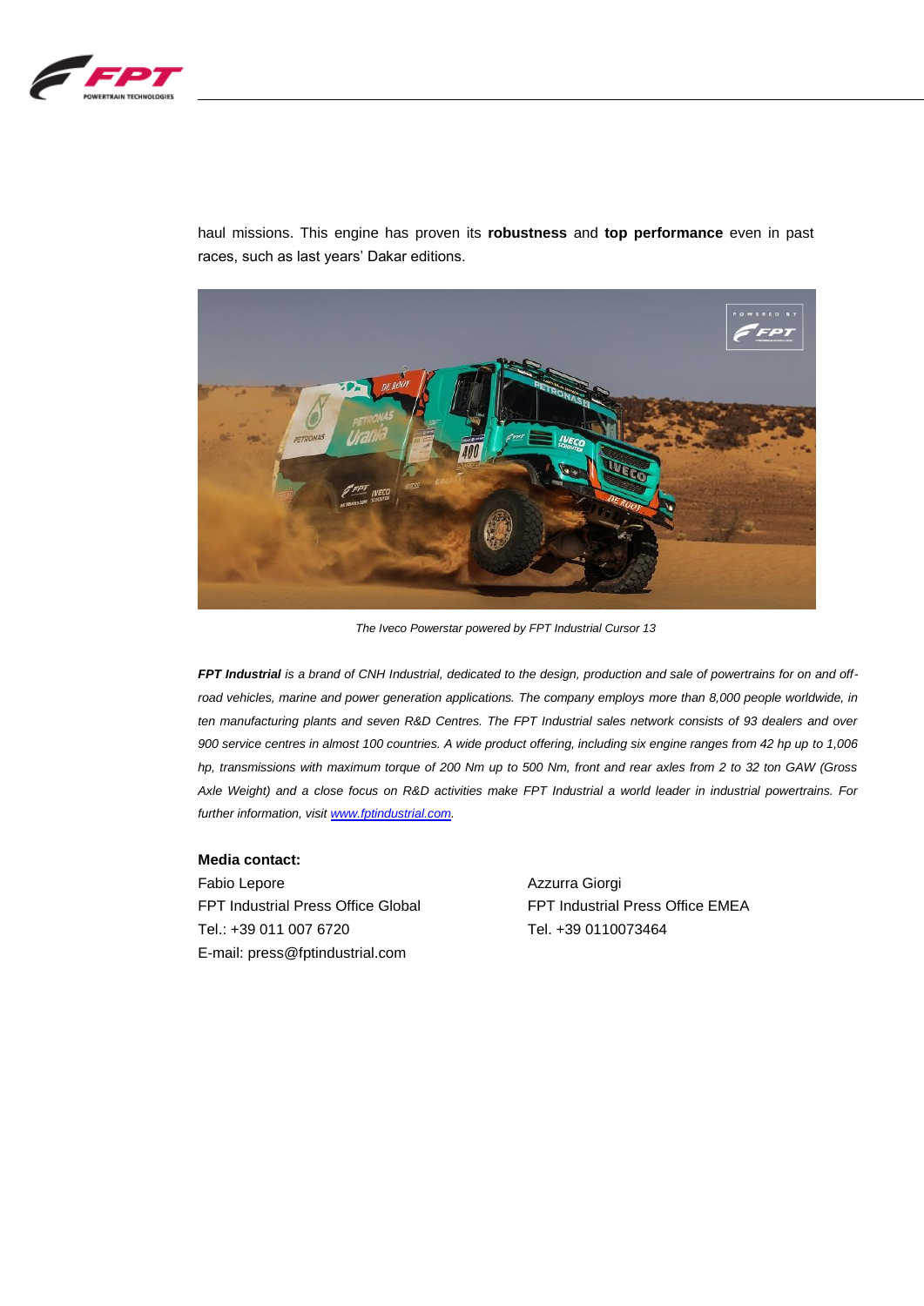haul missions. This engine has proven its **robustness** and **top performance** even in past races, such as last years' Dakar editions.

*The Iveco Powerstar powered by FPT Industrial Cursor 13*

***FPT Industrial*** *is a brand of CNH Industrial, dedicated to the design, production and sale of powertrains for on and off-road vehicles, marine and power generation applications. The company employs more than 8,000 people worldwide, in ten manufacturing plants and seven R&D Centres. The FPT Industrial sales network consists of 93 dealers and over 900 service centres in almost 100 countries. A wide product offering, including six engine ranges from 42 hp up to 1,006 hp, transmissions with maximum torque of 200 Nm up to 500 Nm, front and rear axles from 2 to 32 ton GAW (Gross Axle Weight) and a close focus on R&D activities make FPT Industrial a world leader in industrial powertrains. For further information, visit [www.fptindustrial.com](http://www.fptindustrial.com).*

**Media contact:**

Fabio Lepore
FPT Industrial Press Office Global
Tel.: +39 011 007 6720
E-mail: press@fptindustrial.com

Azzurra Giorgi
FPT Industrial Press Office EMEA
Tel. +39 0110073464